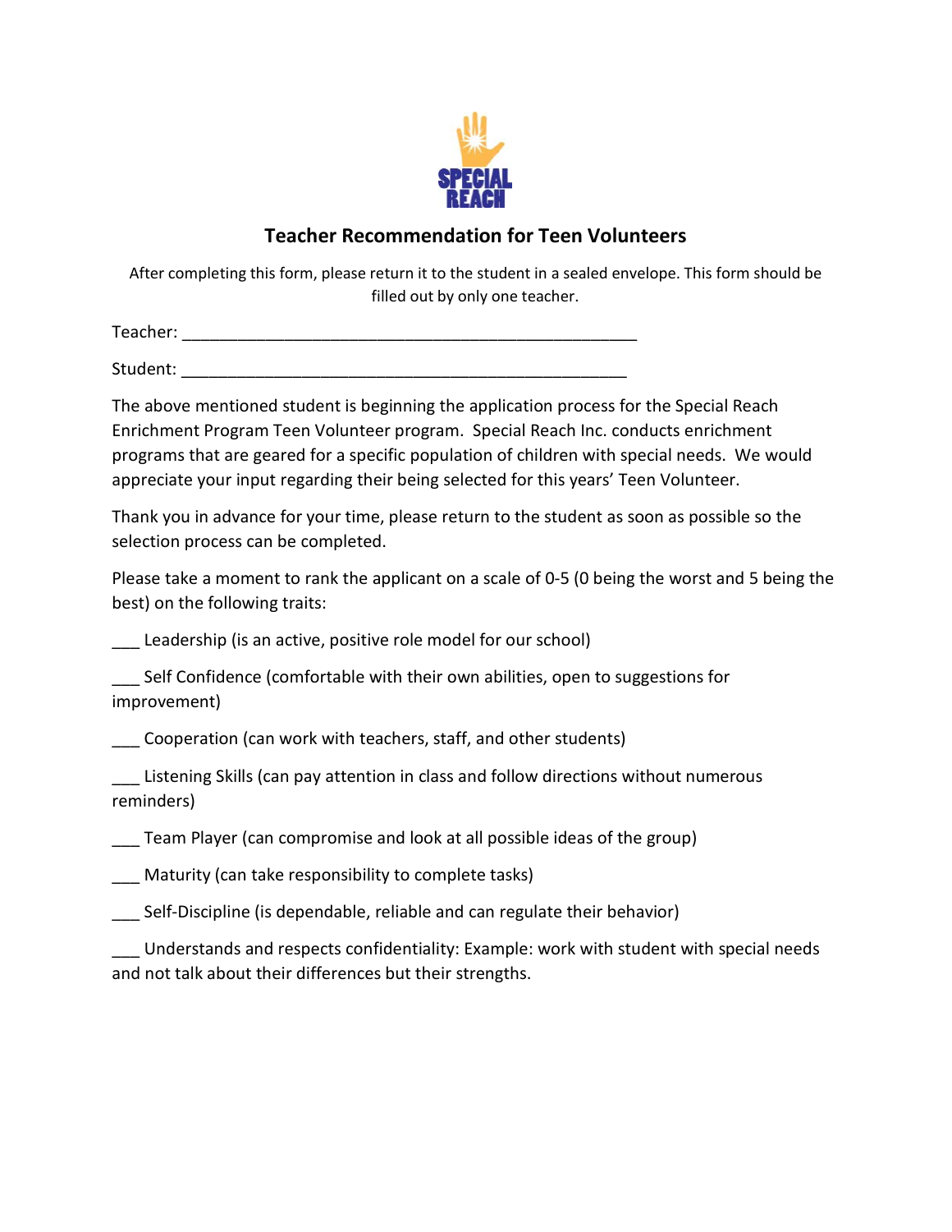SPECIAL REACH

## Teacher Recommendation for Teen Volunteers

After completing this form, please return it to the student in a sealed envelope. This form should be filled out by only one teacher.

Teacher: ___________________________________________________

Student: __________________________________________________

The above mentioned student is beginning the application process for the Special Reach Enrichment Program Teen Volunteer program. Special Reach Inc. conducts enrichment programs that are geared for a specific population of children with special needs. We would appreciate your input regarding their being selected for this years' Teen Volunteer.

Thank you in advance for your time, please return to the student as soon as possible so the selection process can be completed.

Please take a moment to rank the applicant on a scale of 0-5 (0 being the worst and 5 being the best) on the following traits:

___ Leadership (is an active, positive role model for our school)

___ Self Confidence (comfortable with their own abilities, open to suggestions for improvement)

___ Cooperation (can work with teachers, staff, and other students)

___ Listening Skills (can pay attention in class and follow directions without numerous reminders)

___ Team Player (can compromise and look at all possible ideas of the group)

___ Maturity (can take responsibility to complete tasks)

___ Self-Discipline (is dependable, reliable and can regulate their behavior)

___ Understands and respects confidentiality: Example: work with student with special needs and not talk about their differences but their strengths.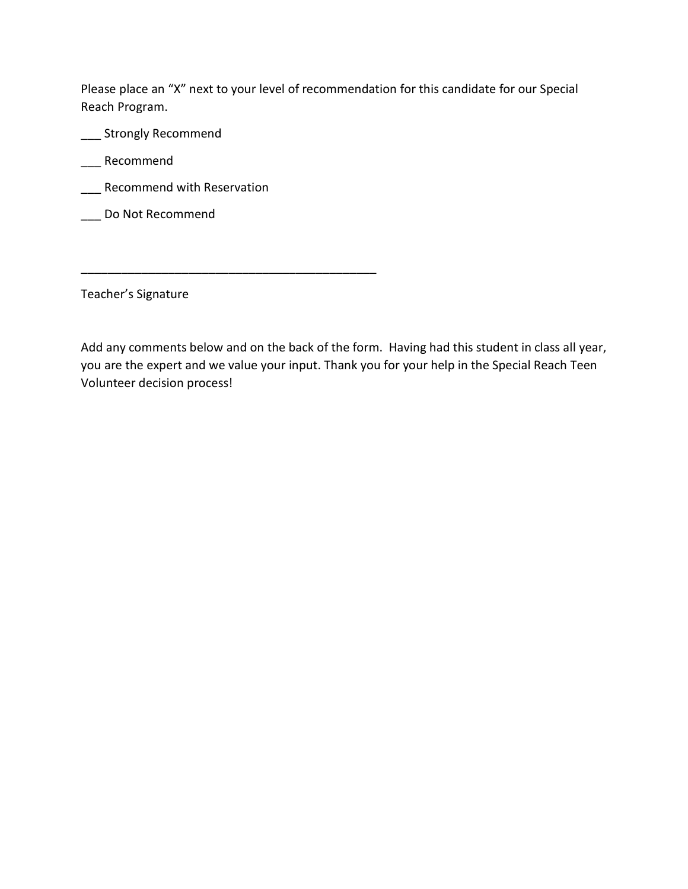Please place an "X" next to your level of recommendation for this candidate for our Special Reach Program.

___ Strongly Recommend

___ Recommend

___ Recommend with Reservation

___ Do Not Recommend

_____________________________________________

Teacher's Signature

Add any comments below and on the back of the form. Having had this student in class all year, you are the expert and we value your input. Thank you for your help in the Special Reach Teen Volunteer decision process!